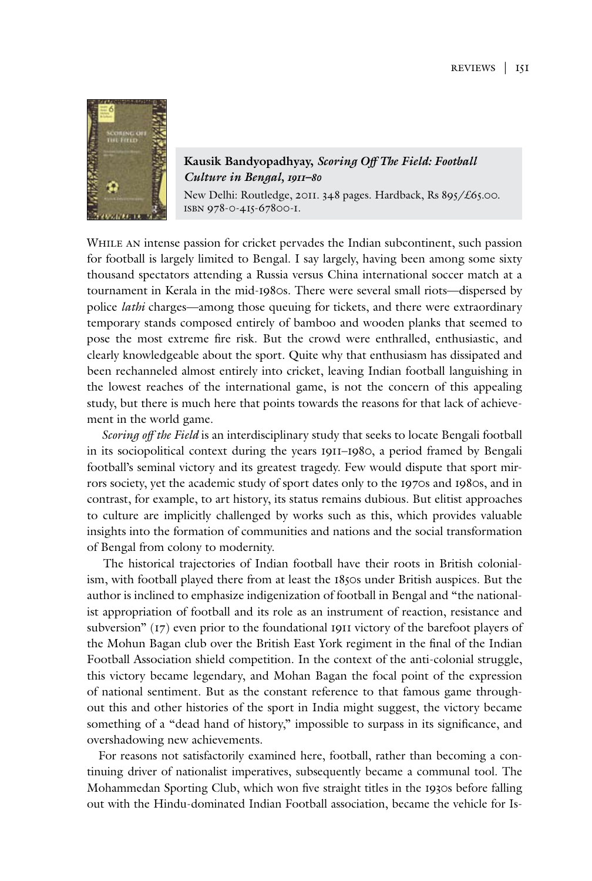**Kausik Bandyopadhyay, *Scoring Off The Field: Football Culture in Bengal, 1911–80***

New Delhi: Routledge, 2011. 348 pages. Hardback, Rs 895/£65.00. ISBN 978-0-415-67800-1.

While an intense passion for cricket pervades the Indian subcontinent, such passion for football is largely limited to Bengal. I say largely, having been among some sixty thousand spectators attending a Russia versus China international soccer match at a tournament in Kerala in the mid-1980s. There were several small riots—dispersed by police *lathi* charges—among those queuing for tickets, and there were extraordinary temporary stands composed entirely of bamboo and wooden planks that seemed to pose the most extreme fire risk. But the crowd were enthralled, enthusiastic, and clearly knowledgeable about the sport. Quite why that enthusiasm has dissipated and been rechanneled almost entirely into cricket, leaving Indian football languishing in the lowest reaches of the international game, is not the concern of this appealing study, but there is much here that points towards the reasons for that lack of achievement in the world game.

*Scoring off the Field* is an interdisciplinary study that seeks to locate Bengali football in its sociopolitical context during the years 1911–1980, a period framed by Bengali football's seminal victory and its greatest tragedy. Few would dispute that sport mirrors society, yet the academic study of sport dates only to the 1970s and 1980s, and in contrast, for example, to art history, its status remains dubious. But elitist approaches to culture are implicitly challenged by works such as this, which provides valuable insights into the formation of communities and nations and the social transformation of Bengal from colony to modernity.

The historical trajectories of Indian football have their roots in British colonialism, with football played there from at least the 1850s under British auspices. But the author is inclined to emphasize indigenization of football in Bengal and "the nationalist appropriation of football and its role as an instrument of reaction, resistance and subversion" (17) even prior to the foundational 1911 victory of the barefoot players of the Mohun Bagan club over the British East York regiment in the final of the Indian Football Association shield competition. In the context of the anti-colonial struggle, this victory became legendary, and Mohan Bagan the focal point of the expression of national sentiment. But as the constant reference to that famous game throughout this and other histories of the sport in India might suggest, the victory became something of a "dead hand of history," impossible to surpass in its significance, and overshadowing new achievements.

For reasons not satisfactorily examined here, football, rather than becoming a continuing driver of nationalist imperatives, subsequently became a communal tool. The Mohammedan Sporting Club, which won five straight titles in the 1930s before falling out with the Hindu-dominated Indian Football association, became the vehicle for Is-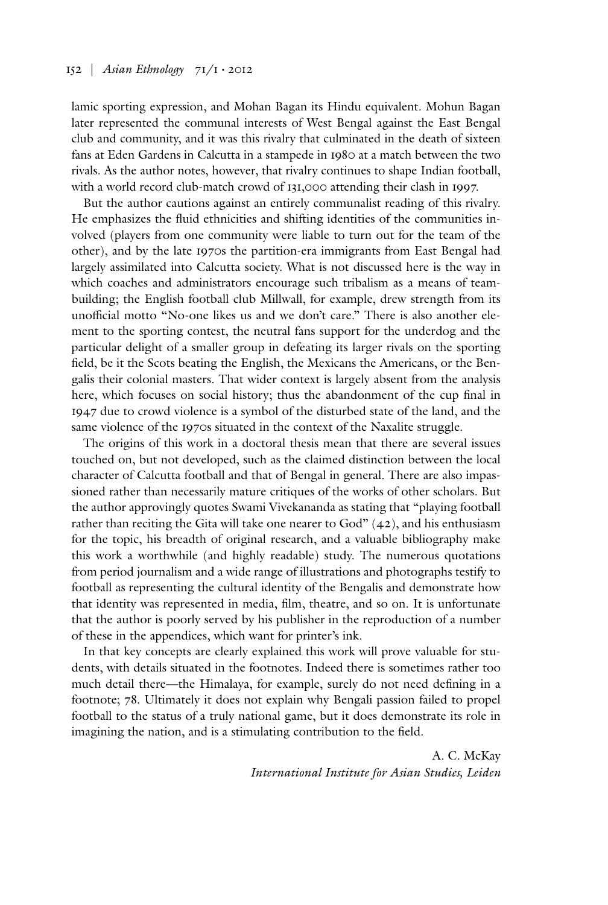lamic sporting expression, and Mohan Bagan its Hindu equivalent. Mohun Bagan later represented the communal interests of West Bengal against the East Bengal club and community, and it was this rivalry that culminated in the death of sixteen fans at Eden Gardens in Calcutta in a stampede in 1980 at a match between the two rivals. As the author notes, however, that rivalry continues to shape Indian football, with a world record club-match crowd of 131,000 attending their clash in 1997.

But the author cautions against an entirely communalist reading of this rivalry. He emphasizes the fluid ethnicities and shifting identities of the communities involved (players from one community were liable to turn out for the team of the other), and by the late 1970s the partition-era immigrants from East Bengal had largely assimilated into Calcutta society. What is not discussed here is the way in which coaches and administrators encourage such tribalism as a means of team-building; the English football club Millwall, for example, drew strength from its unofficial motto "No-one likes us and we don't care." There is also another element to the sporting contest, the neutral fans support for the underdog and the particular delight of a smaller group in defeating its larger rivals on the sporting field, be it the Scots beating the English, the Mexicans the Americans, or the Bengalis their colonial masters. That wider context is largely absent from the analysis here, which focuses on social history; thus the abandonment of the cup final in 1947 due to crowd violence is a symbol of the disturbed state of the land, and the same violence of the 1970s situated in the context of the Naxalite struggle.

The origins of this work in a doctoral thesis mean that there are several issues touched on, but not developed, such as the claimed distinction between the local character of Calcutta football and that of Bengal in general. There are also impassioned rather than necessarily mature critiques of the works of other scholars. But the author approvingly quotes Swami Vivekananda as stating that "playing football rather than reciting the Gita will take one nearer to God" (42), and his enthusiasm for the topic, his breadth of original research, and a valuable bibliography make this work a worthwhile (and highly readable) study. The numerous quotations from period journalism and a wide range of illustrations and photographs testify to football as representing the cultural identity of the Bengalis and demonstrate how that identity was represented in media, film, theatre, and so on. It is unfortunate that the author is poorly served by his publisher in the reproduction of a number of these in the appendices, which want for printer's ink.

In that key concepts are clearly explained this work will prove valuable for students, with details situated in the footnotes. Indeed there is sometimes rather too much detail there—the Himalaya, for example, surely do not need defining in a footnote; 78. Ultimately it does not explain why Bengali passion failed to propel football to the status of a truly national game, but it does demonstrate its role in imagining the nation, and is a stimulating contribution to the field.

A. C. McKay
*International Institute for Asian Studies, Leiden*